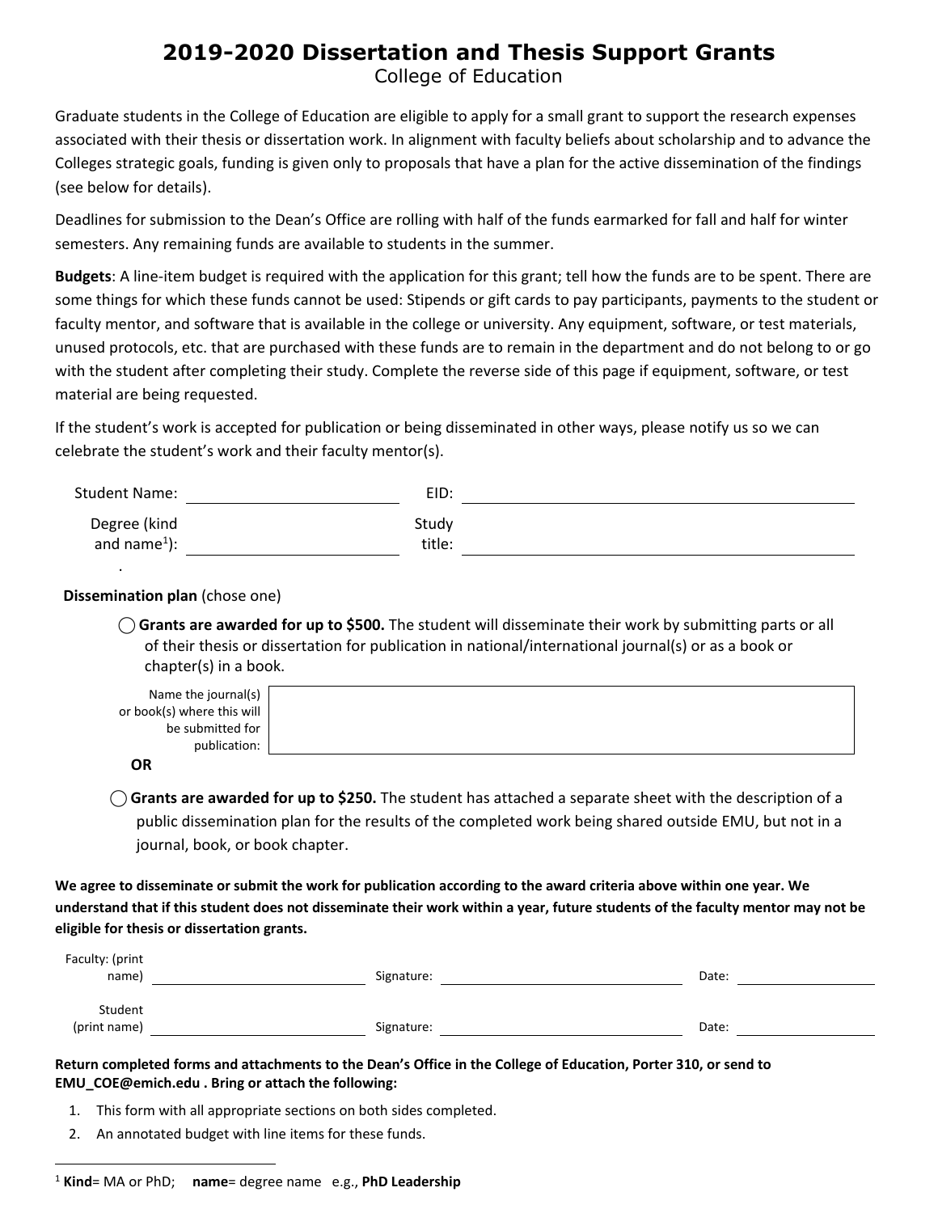# 2019-2020 Dissertation and Thesis Support Grants

College of Education

Graduate students in the College of Education are eligible to apply for a small grant to support the research expenses associated with their thesis or dissertation work. In alignment with faculty beliefs about scholarship and to advance the Colleges strategic goals, funding is given only to proposals that have a plan for the active dissemination of the findings (see below for details).

Deadlines for submission to the Dean's Office are rolling with half of the funds earmarked for fall and half for winter semesters. Any remaining funds are available to students in the summer.

**Budgets**: A line-item budget is required with the application for this grant; tell how the funds are to be spent. There are some things for which these funds cannot be used: Stipends or gift cards to pay participants, payments to the student or faculty mentor, and software that is available in the college or university. Any equipment, software, or test materials, unused protocols, etc. that are purchased with these funds are to remain in the department and do not belong to or go with the student after completing their study. Complete the reverse side of this page if equipment, software, or test material are being requested.

If the student's work is accepted for publication or being disseminated in other ways, please notify us so we can celebrate the student's work and their faculty mentor(s).

Student Name: \_\_\_\_\_\_\_\_\_\_\_\_\_\_\_\_\_\_\_\_ EID: \_\_\_\_\_\_\_\_\_\_\_\_\_\_\_\_\_\_\_\_

Degree (kind and name[1]): \_\_\_\_\_\_\_\_\_\_\_\_\_\_\_\_\_\_\_\_ Study title: \_\_\_\_\_\_\_\_\_\_\_\_\_\_\_\_\_\_\_\_

**Dissemination plan** (chose one)

◯ **Grants are awarded for up to $500.** The student will disseminate their work by submitting parts or all of their thesis or dissertation for publication in national/international journal(s) or as a book or chapter(s) in a book.

Name the journal(s) or book(s) where this will be submitted for publication: \_\_\_\_\_\_\_\_\_\_\_\_\_\_\_\_\_\_\_\_

**OR**

◯ **Grants are awarded for up to $250.** The student has attached a separate sheet with the description of a public dissemination plan for the results of the completed work being shared outside EMU, but not in a journal, book, or book chapter.

**We agree to disseminate or submit the work for publication according to the award criteria above within one year. We understand that if this student does not disseminate their work within a year, future students of the faculty mentor may not be eligible for thesis or dissertation grants.**

Faculty: (print name) \_\_\_\_\_\_\_\_\_\_\_\_\_\_\_\_\_\_\_\_ Signature: \_\_\_\_\_\_\_\_\_\_\_\_\_\_\_\_\_\_\_\_ Date: \_\_\_\_\_\_\_\_\_\_

Student (print name) \_\_\_\_\_\_\_\_\_\_\_\_\_\_\_\_\_\_\_\_ Signature: \_\_\_\_\_\_\_\_\_\_\_\_\_\_\_\_\_\_\_\_ Date: \_\_\_\_\_\_\_\_\_\_

**Return completed forms and attachments to the Dean's Office in the College of Education, Porter 310, or send to EMU_COE@emich.edu . Bring or attach the following:**

1. This form with all appropriate sections on both sides completed.
2. An annotated budget with line items for these funds.

---

[1] **Kind**= MA or PhD; **name**= degree name e.g., **PhD Leadership**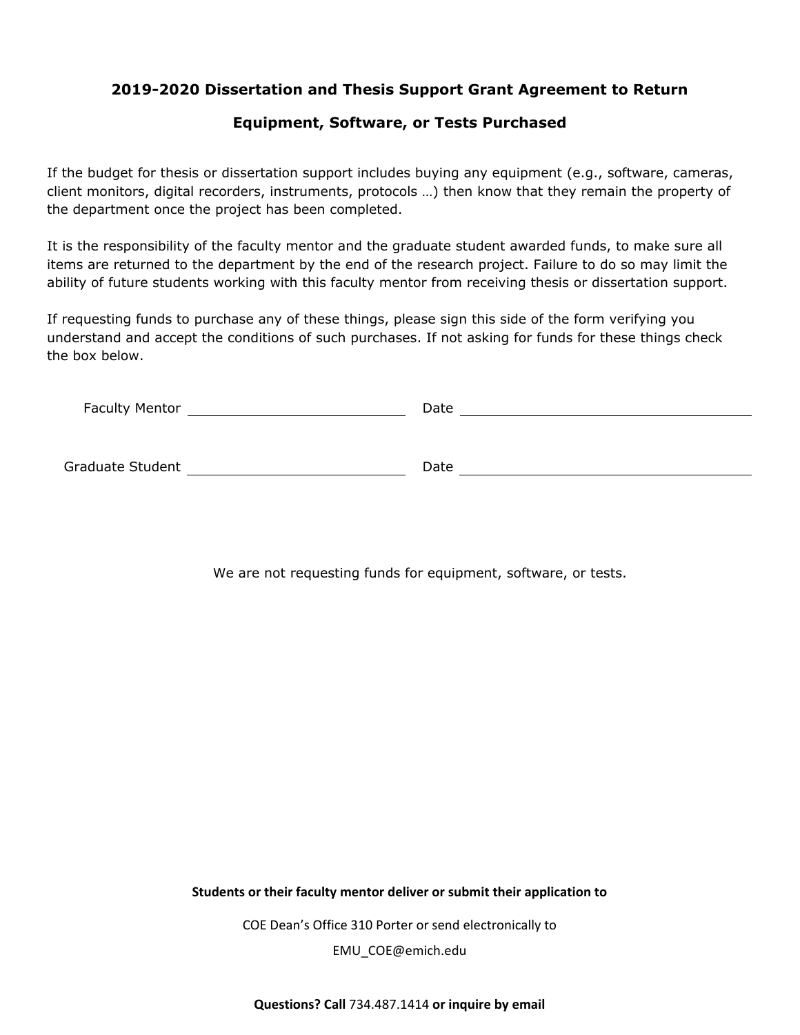## 2019-2020 Dissertation and Thesis Support Grant Agreement to Return Equipment, Software, or Tests Purchased

If the budget for thesis or dissertation support includes buying any equipment (e.g., software, cameras, client monitors, digital recorders, instruments, protocols …) then know that they remain the property of the department once the project has been completed.

It is the responsibility of the faculty mentor and the graduate student awarded funds, to make sure all items are returned to the department by the end of the research project. Failure to do so may limit the ability of future students working with this faculty mentor from receiving thesis or dissertation support.

If requesting funds to purchase any of these things, please sign this side of the form verifying you understand and accept the conditions of such purchases. If not asking for funds for these things check the box below.

Faculty Mentor ______________________ Date ______________________________

Graduate Student ______________________ Date ______________________________

We are not requesting funds for equipment, software, or tests.

**Students or their faculty mentor deliver or submit their application to**

COE Dean's Office 310 Porter or send electronically to

EMU_COE@emich.edu

**Questions? Call** 734.487.1414 **or inquire by email**